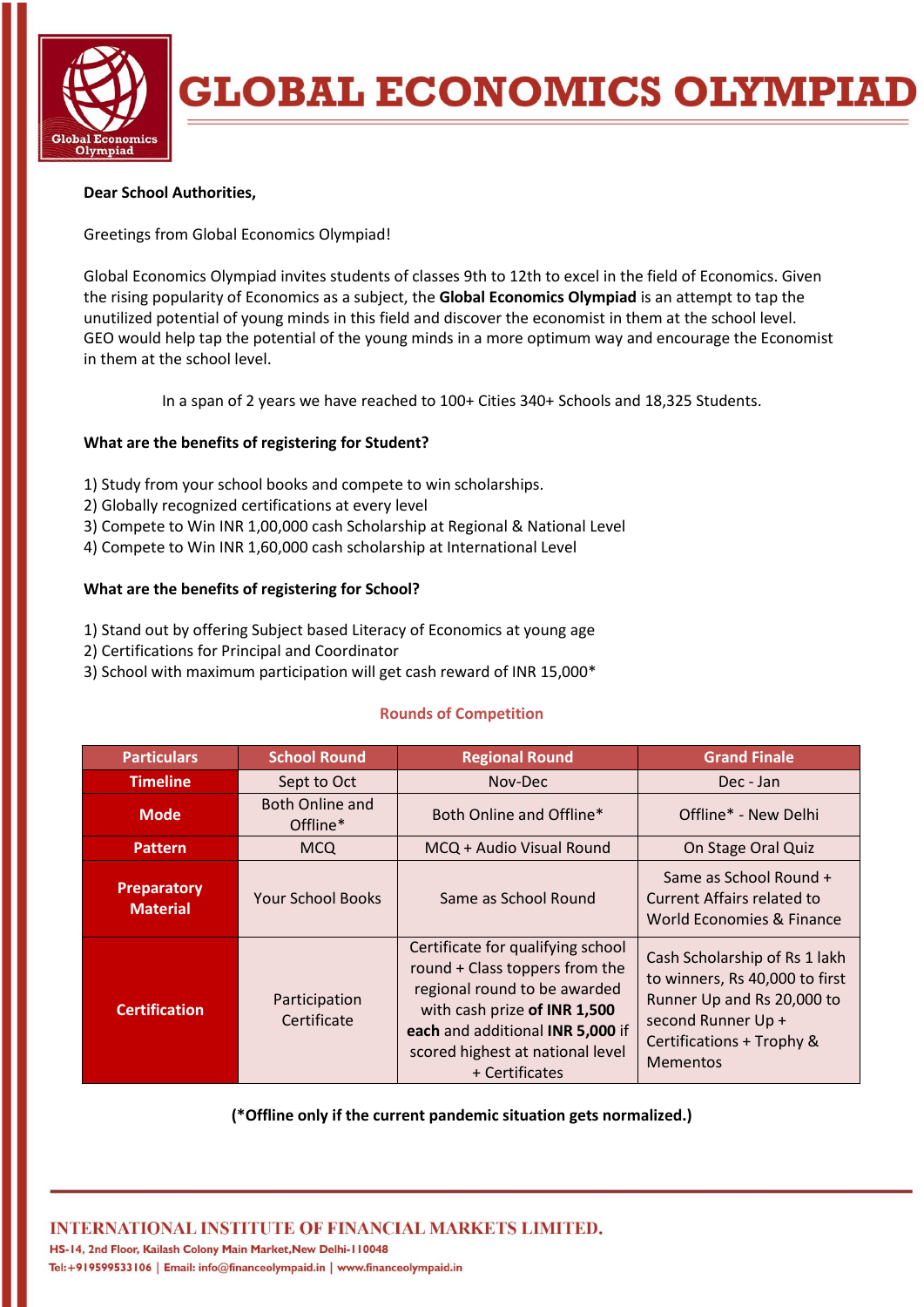# GLOBAL ECONOMICS OLYMPIAD

**Dear School Authorities,**

Greetings from Global Economics Olympiad!

Global Economics Olympiad invites students of classes 9th to 12th to excel in the field of Economics. Given the rising popularity of Economics as a subject, the **Global Economics Olympiad** is an attempt to tap the unutilized potential of young minds in this field and discover the economist in them at the school level. GEO would help tap the potential of the young minds in a more optimum way and encourage the Economist in them at the school level.

In a span of 2 years we have reached to 100+ Cities 340+ Schools and 18,325 Students.

**What are the benefits of registering for Student?**

1) Study from your school books and compete to win scholarships.
2) Globally recognized certifications at every level
3) Compete to Win INR 1,00,000 cash Scholarship at Regional & National Level
4) Compete to Win INR 1,60,000 cash scholarship at International Level

**What are the benefits of registering for School?**

1) Stand out by offering Subject based Literacy of Economics at young age
2) Certifications for Principal and Coordinator
3) School with maximum participation will get cash reward of INR 15,000*

## Rounds of Competition

| Particulars | School Round | Regional Round | Grand Finale |
|---|---|---|---|
| **Timeline** | Sept to Oct | Nov-Dec | Dec - Jan |
| **Mode** | Both Online and Offline* | Both Online and Offline* | Offline* - New Delhi |
| **Pattern** | MCQ | MCQ + Audio Visual Round | On Stage Oral Quiz |
| **Preparatory Material** | Your School Books | Same as School Round | Same as School Round + Current Affairs related to World Economies & Finance |
| **Certification** | Participation Certificate | Certificate for qualifying school round + Class toppers from the regional round to be awarded with cash prize **of INR 1,500 each** and additional **INR 5,000** if scored highest at national level + Certificates | Cash Scholarship of Rs 1 lakh to winners, Rs 40,000 to first Runner Up and Rs 20,000 to second Runner Up + Certifications + Trophy & Mementos |

**(*Offline only if the current pandemic situation gets normalized.)**

INTERNATIONAL INSTITUTE OF FINANCIAL MARKETS LIMITED.
HS-14, 2nd Floor, Kailash Colony Main Market,New Delhi-110048
Tel:+919599533106 | Email: info@financeolympaid.in | www.financeolympaid.in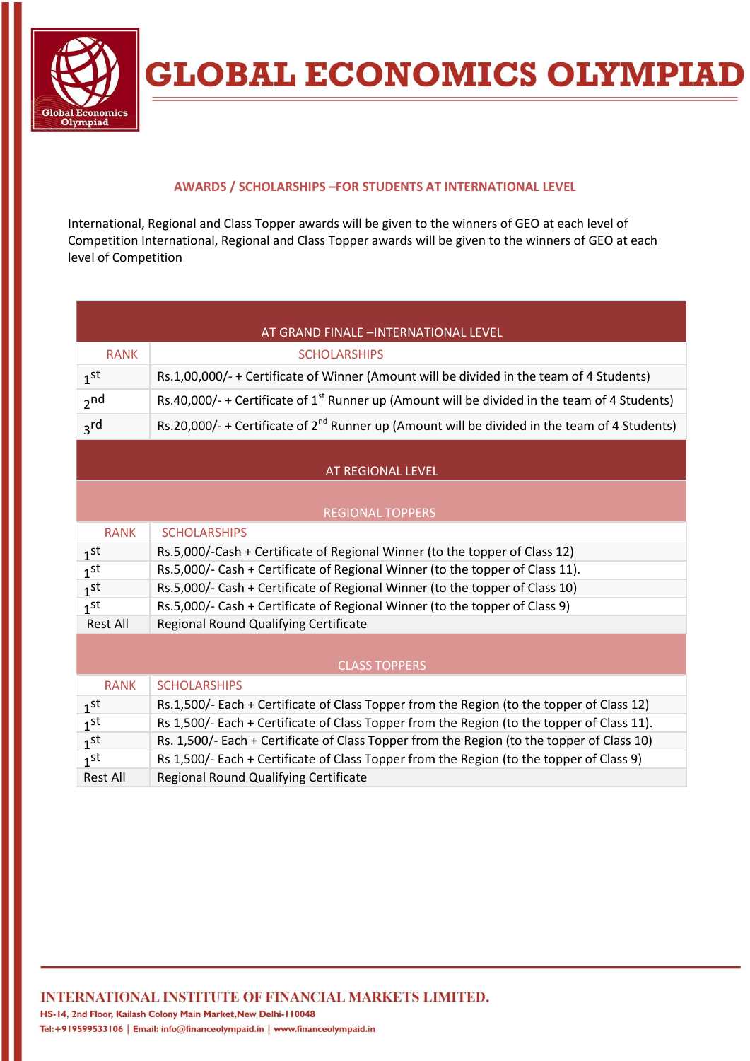# GLOBAL ECONOMICS OLYMPIAD

## AWARDS / SCHOLARSHIPS –FOR STUDENTS AT INTERNATIONAL LEVEL

International, Regional and Class Topper awards will be given to the winners of GEO at each level of Competition International, Regional and Class Topper awards will be given to the winners of GEO at each level of Competition

| AT GRAND FINALE –INTERNATIONAL LEVEL | |
|---|---|
| RANK | SCHOLARSHIPS |
| 1st | Rs.1,00,000/- + Certificate of Winner (Amount will be divided in the team of 4 Students) |
| 2nd | Rs.40,000/- + Certificate of 1st Runner up (Amount will be divided in the team of 4 Students) |
| 3rd | Rs.20,000/- + Certificate of 2nd Runner up (Amount will be divided in the team of 4 Students) |

| AT REGIONAL LEVEL | |
|---|---|
| REGIONAL TOPPERS | |
| RANK | SCHOLARSHIPS |
| 1st | Rs.5,000/-Cash + Certificate of Regional Winner (to the topper of Class 12) |
| 1st | Rs.5,000/- Cash + Certificate of Regional Winner (to the topper of Class 11). |
| 1st | Rs.5,000/- Cash + Certificate of Regional Winner (to the topper of Class 10) |
| 1st | Rs.5,000/- Cash + Certificate of Regional Winner (to the topper of Class 9) |
| Rest All | Regional Round Qualifying Certificate |
| CLASS TOPPERS | |
| RANK | SCHOLARSHIPS |
| 1st | Rs.1,500/- Each + Certificate of Class Topper from the Region (to the topper of Class 12) |
| 1st | Rs 1,500/- Each + Certificate of Class Topper from the Region (to the topper of Class 11). |
| 1st | Rs. 1,500/- Each + Certificate of Class Topper from the Region (to the topper of Class 10) |
| 1st | Rs 1,500/- Each + Certificate of Class Topper from the Region (to the topper of Class 9) |
| Rest All | Regional Round Qualifying Certificate |

INTERNATIONAL INSTITUTE OF FINANCIAL MARKETS LIMITED.

HS-14, 2nd Floor, Kailash Colony Main Market,New Delhi-110048

Tel:+919599533106 | Email: info@financeolympaid.in | www.financeolympaid.in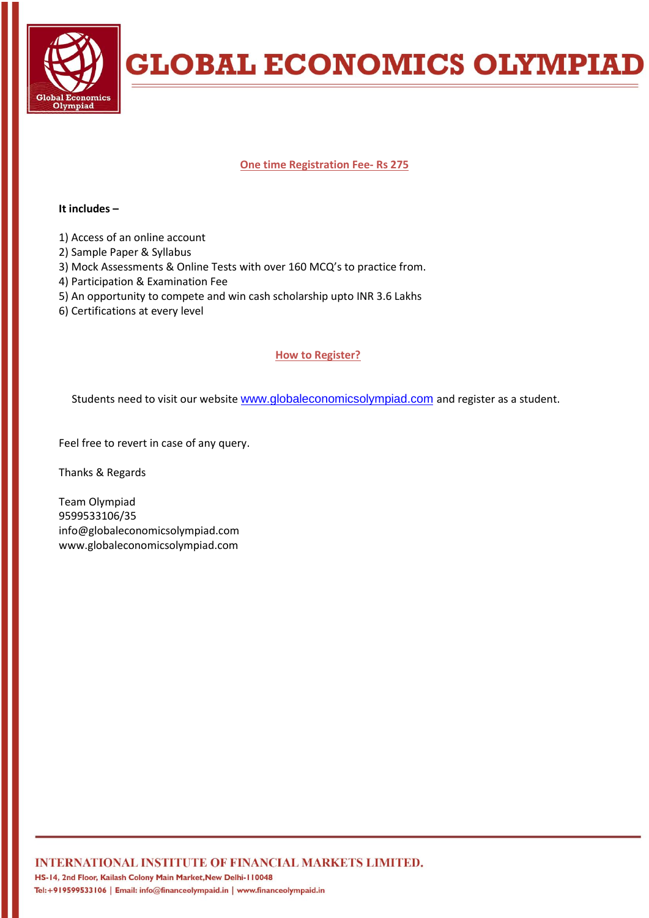# GLOBAL ECONOMICS OLYMPIAD

**One time Registration Fee- Rs 275**

**It includes –**

1) Access of an online account
2) Sample Paper & Syllabus
3) Mock Assessments & Online Tests with over 160 MCQ's to practice from.
4) Participation & Examination Fee
5) An opportunity to compete and win cash scholarship upto INR 3.6 Lakhs
6) Certifications at every level

**How to Register?**

Students need to visit our website www.globaleconomicsolympiad.com and register as a student.

Feel free to revert in case of any query.

Thanks & Regards

Team Olympiad
9599533106/35
info@globaleconomicsolympiad.com
www.globaleconomicsolympiad.com

**INTERNATIONAL INSTITUTE OF FINANCIAL MARKETS LIMITED.**
HS-14, 2nd Floor, Kailash Colony Main Market,New Delhi-110048
Tel:+919599533106 | Email: info@financeolympaid.in | www.financeolympaid.in